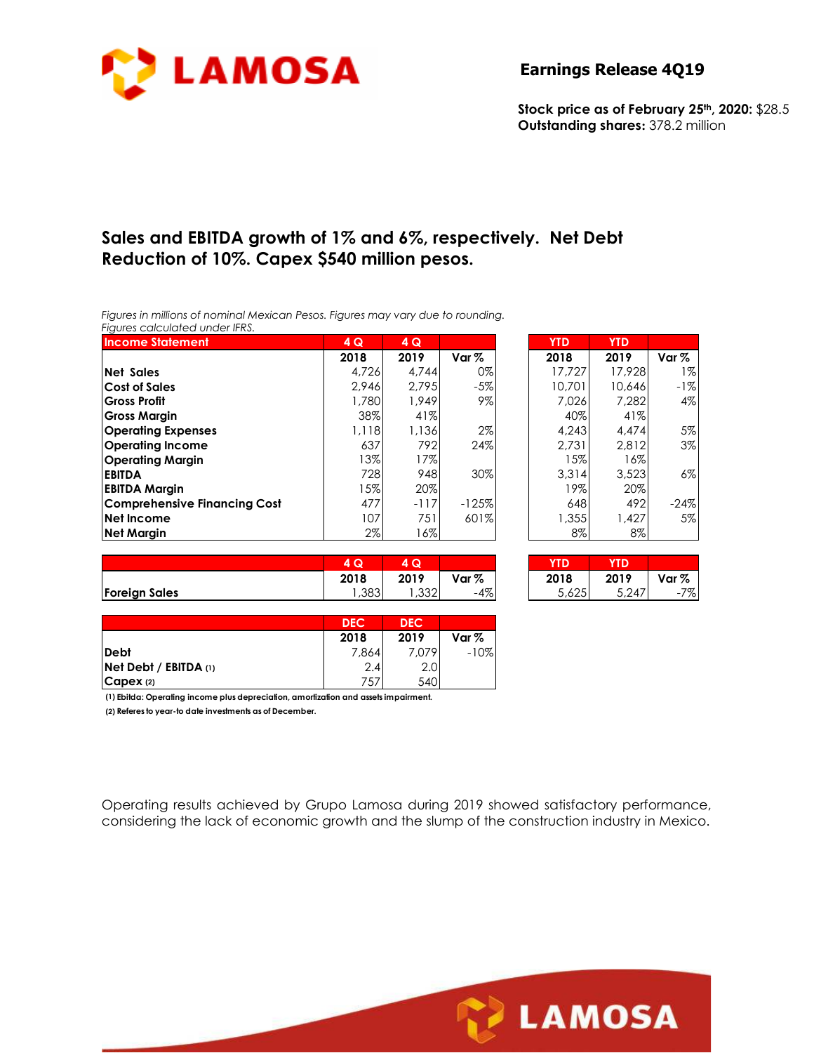# Earnings Release 4Q19

**Stock price as of February 25th, 2020:** $28.5
**Outstanding shares:** 378.2 million

## Sales and EBITDA growth of 1% and 6%, respectively. Net Debt Reduction of 10%. Capex $540 million pesos.

*Figures in millions of nominal Mexican Pesos. Figures may vary due to rounding.*
*Figures calculated under IFRS.*

| Income Statement | 4 Q 2018 | 4 Q 2019 | Var % | YTD 2018 | YTD 2019 | Var % |
|---|---|---|---|---|---|---|
| **Net Sales** | 4,726 | 4,744 | 0% | 17,727 | 17,928 | 1% |
| **Cost of Sales** | 2,946 | 2,795 | -5% | 10,701 | 10,646 | -1% |
| **Gross Profit** | 1,780 | 1,949 | 9% | 7,026 | 7,282 | 4% |
| **Gross Margin** | 38% | 41% | | 40% | 41% | |
| **Operating Expenses** | 1,118 | 1,136 | 2% | 4,243 | 4,474 | 5% |
| **Operating Income** | 637 | 792 | 24% | 2,731 | 2,812 | 3% |
| **Operating Margin** | 13% | 17% | | 15% | 16% | |
| **EBITDA** | 728 | 948 | 30% | 3,314 | 3,523 | 6% |
| **EBITDA Margin** | 15% | 20% | | 19% | 20% | |
| **Comprehensive Financing Cost** | 477 | -117 | -125% | 648 | 492 | -24% |
| **Net Income** | 107 | 751 | 601% | 1,355 | 1,427 | 5% |
| **Net Margin** | 2% | 16% | | 8% | 8% | |

| | 4 Q 2018 | 4 Q 2019 | Var % | YTD 2018 | YTD 2019 | Var % |
|---|---|---|---|---|---|---|
| **Foreign Sales** | 1,383 | 1,332 | -4% | 5,625 | 5,247 | -7% |

| | DEC 2018 | DEC 2019 | Var % |
|---|---|---|---|
| **Debt** | 7,864 | 7,079 | -10% |
| **Net Debt / EBITDA (1)** | 2.4 | 2.0 | |
| **Capex (2)** | 757 | 540 | |

**(1) Ebitda: Operating income plus depreciation, amortization and assets impairment.**

**(2) Referes to year-to date investments as of December.**

Operating results achieved by Grupo Lamosa during 2019 showed satisfactory performance, considering the lack of economic growth and the slump of the construction industry in Mexico.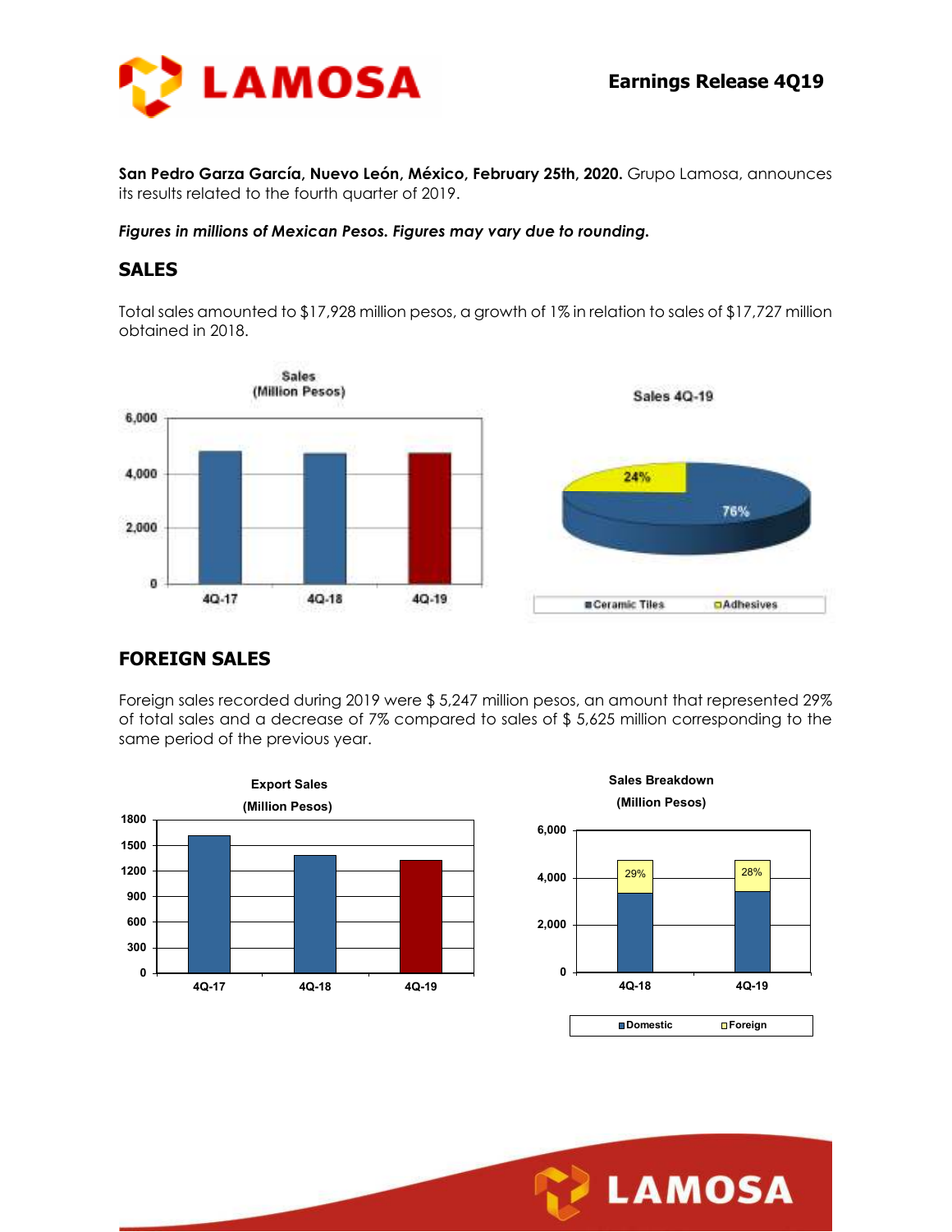**San Pedro Garza García, Nuevo León, México, February 25th, 2020.** Grupo Lamosa, announces its results related to the fourth quarter of 2019.

***Figures in millions of Mexican Pesos. Figures may vary due to rounding.***

## SALES

Total sales amounted to $17,928 million pesos, a growth of 1% in relation to sales of $17,727 million obtained in 2018.

## FOREIGN SALES

Foreign sales recorded during 2019 were $ 5,247 million pesos, an amount that represented 29% of total sales and a decrease of 7% compared to sales of $ 5,625 million corresponding to the same period of the previous year.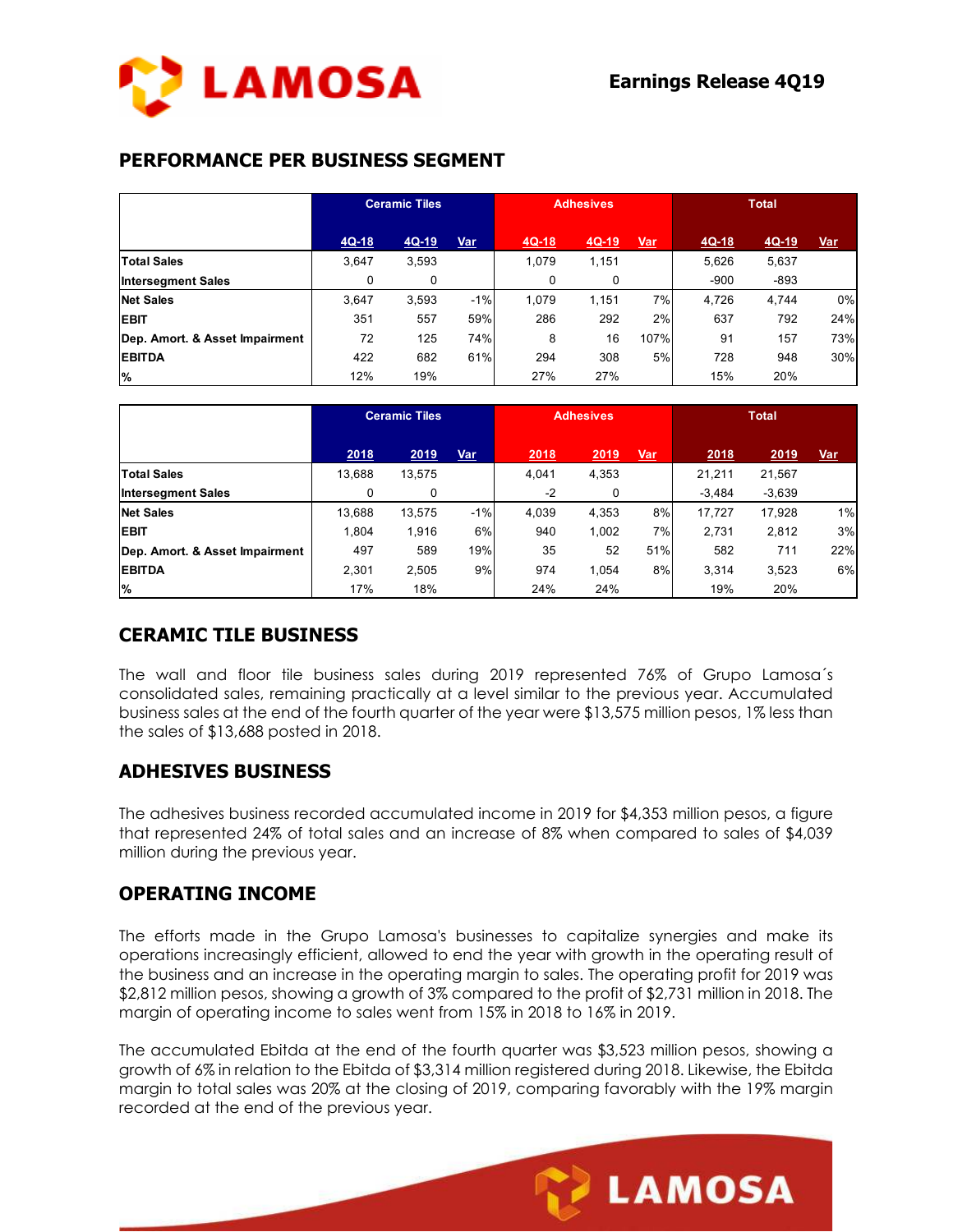# PERFORMANCE PER BUSINESS SEGMENT

| | Ceramic Tiles | | | Adhesives | | | Total | | |
|---|---|---|---|---|---|---|---|---|---|
| | 4Q-18 | 4Q-19 | Var | 4Q-18 | 4Q-19 | Var | 4Q-18 | 4Q-19 | Var |
| **Total Sales** | 3,647 | 3,593 | | 1,079 | 1,151 | | 5,626 | 5,637 | |
| **Intersegment Sales** | 0 | 0 | | 0 | 0 | | -900 | -893 | |
| **Net Sales** | 3,647 | 3,593 | -1% | 1,079 | 1,151 | 7% | 4,726 | 4,744 | 0% |
| **EBIT** | 351 | 557 | 59% | 286 | 292 | 2% | 637 | 792 | 24% |
| **Dep. Amort. & Asset Impairment** | 72 | 125 | 74% | 8 | 16 | 107% | 91 | 157 | 73% |
| **EBITDA** | 422 | 682 | 61% | 294 | 308 | 5% | 728 | 948 | 30% |
| **%** | 12% | 19% | | 27% | 27% | | 15% | 20% | |

| | Ceramic Tiles | | | Adhesives | | | Total | | |
|---|---|---|---|---|---|---|---|---|---|
| | 2018 | 2019 | Var | 2018 | 2019 | Var | 2018 | 2019 | Var |
| **Total Sales** | 13,688 | 13,575 | | 4,041 | 4,353 | | 21,211 | 21,567 | |
| **Intersegment Sales** | 0 | 0 | | -2 | 0 | | -3,484 | -3,639 | |
| **Net Sales** | 13,688 | 13,575 | -1% | 4,039 | 4,353 | 8% | 17,727 | 17,928 | 1% |
| **EBIT** | 1,804 | 1,916 | 6% | 940 | 1,002 | 7% | 2,731 | 2,812 | 3% |
| **Dep. Amort. & Asset Impairment** | 497 | 589 | 19% | 35 | 52 | 51% | 582 | 711 | 22% |
| **EBITDA** | 2,301 | 2,505 | 9% | 974 | 1,054 | 8% | 3,314 | 3,523 | 6% |
| **%** | 17% | 18% | | 24% | 24% | | 19% | 20% | |

## CERAMIC TILE BUSINESS

The wall and floor tile business sales during 2019 represented 76% of Grupo Lamosa´s consolidated sales, remaining practically at a level similar to the previous year. Accumulated business sales at the end of the fourth quarter of the year were $13,575 million pesos, 1% less than the sales of $13,688 posted in 2018.

## ADHESIVES BUSINESS

The adhesives business recorded accumulated income in 2019 for $4,353 million pesos, a figure that represented 24% of total sales and an increase of 8% when compared to sales of $4,039 million during the previous year.

## OPERATING INCOME

The efforts made in the Grupo Lamosa's businesses to capitalize synergies and make its operations increasingly efficient, allowed to end the year with growth in the operating result of the business and an increase in the operating margin to sales. The operating profit for 2019 was $2,812 million pesos, showing a growth of 3% compared to the profit of $2,731 million in 2018. The margin of operating income to sales went from 15% in 2018 to 16% in 2019.

The accumulated Ebitda at the end of the fourth quarter was $3,523 million pesos, showing a growth of 6% in relation to the Ebitda of $3,314 million registered during 2018. Likewise, the Ebitda margin to total sales was 20% at the closing of 2019, comparing favorably with the 19% margin recorded at the end of the previous year.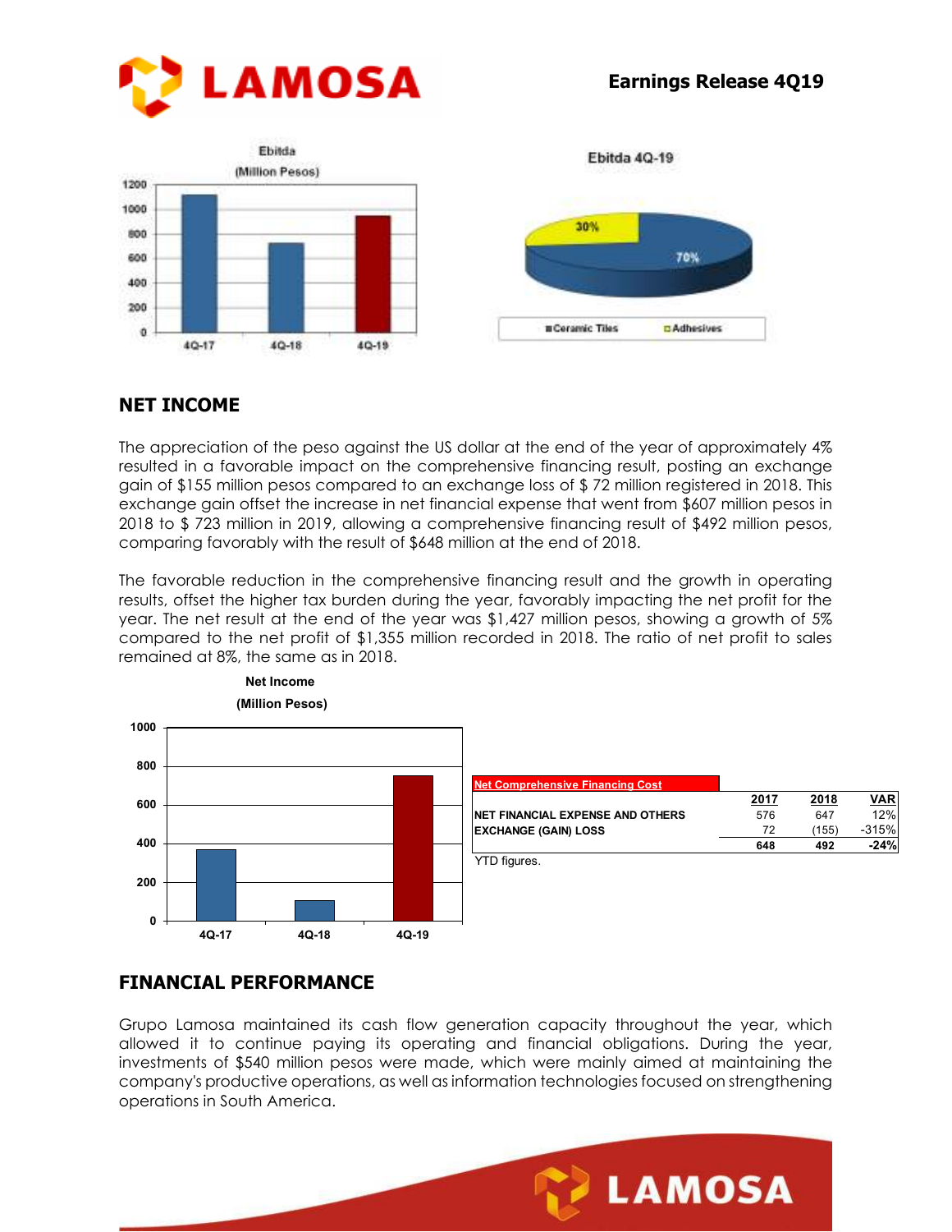## NET INCOME

The appreciation of the peso against the US dollar at the end of the year of approximately 4% resulted in a favorable impact on the comprehensive financing result, posting an exchange gain of $155 million pesos compared to an exchange loss of $ 72 million registered in 2018. This exchange gain offset the increase in net financial expense that went from $607 million pesos in 2018 to $ 723 million in 2019, allowing a comprehensive financing result of $492 million pesos, comparing favorably with the result of $648 million at the end of 2018.

The favorable reduction in the comprehensive financing result and the growth in operating results, offset the higher tax burden during the year, favorably impacting the net profit for the year. The net result at the end of the year was $1,427 million pesos, showing a growth of 5% compared to the net profit of $1,355 million recorded in 2018. The ratio of net profit to sales remained at 8%, the same as in 2018.

| Net Comprehensive Financing Cost | 2017 | 2018 | VAR |
|---|---|---|---|
| NET FINANCIAL EXPENSE AND OTHERS | 576 | 647 | 12% |
| EXCHANGE (GAIN) LOSS | 72 | (155) | -315% |
| | 648 | 492 | -24% |

YTD figures.

## FINANCIAL PERFORMANCE

Grupo Lamosa maintained its cash flow generation capacity throughout the year, which allowed it to continue paying its operating and financial obligations. During the year, investments of $540 million pesos were made, which were mainly aimed at maintaining the company's productive operations, as well as information technologies focused on strengthening operations in South America.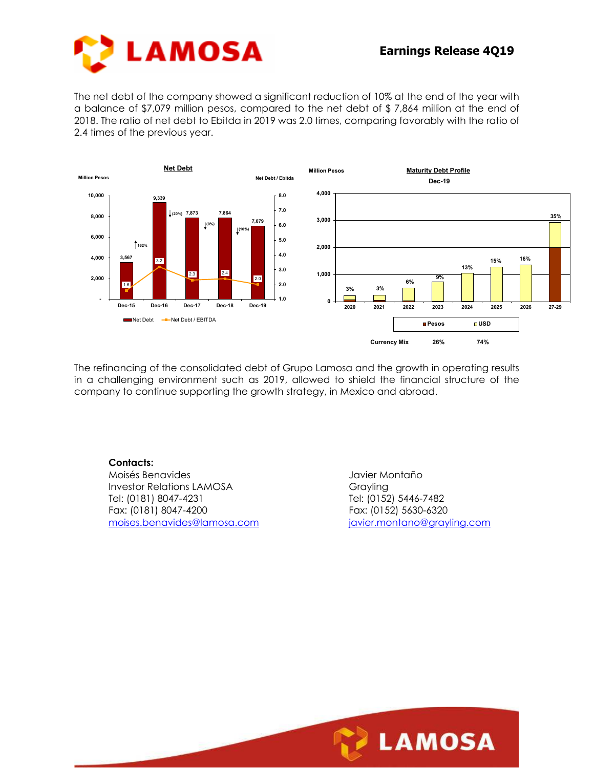The net debt of the company showed a significant reduction of 10% at the end of the year with a balance of $7,079 million pesos, compared to the net debt of $ 7,864 million at the end of 2018. The ratio of net debt to Ebitda in 2019 was 2.0 times, comparing favorably with the ratio of 2.4 times of the previous year.

**Net Debt**

Million Pesos

Net Debt / Ebitda

10,000
8,000
6,000
4,000
2,000
-

8.0
7.0
6.0
5.0
4.0
3.0
2.0
1.0

3,567
9,339
7,873
7,864
7,079

162%
(20%)
(0%)
(10%)

1.6
3.2
2.3
2.4
2.0

Dec-15
Dec-16
Dec-17
Dec-18
Dec-19

Net Debt
Net Debt / EBITDA

**Maturity Debt Profile**

Dec-19

Million Pesos

4,000
3,000
2,000
1,000
0

3%
3%
6%
9%
13%
15%
16%
35%

2020
2021
2022
2023
2024
2025
2026
27-29

Pesos
USD

Currency Mix
26%
74%

The refinancing of the consolidated debt of Grupo Lamosa and the growth in operating results in a challenging environment such as 2019, allowed to shield the financial structure of the company to continue supporting the growth strategy, in Mexico and abroad.

**Contacts:**

Moisés Benavides
Investor Relations LAMOSA
Tel: (0181) 8047-4231
Fax: (0181) 8047-4200
moises.benavides@lamosa.com

Javier Montaño
Grayling
Tel: (0152) 5446-7482
Fax: (0152) 5630-6320
javier.montano@grayling.com